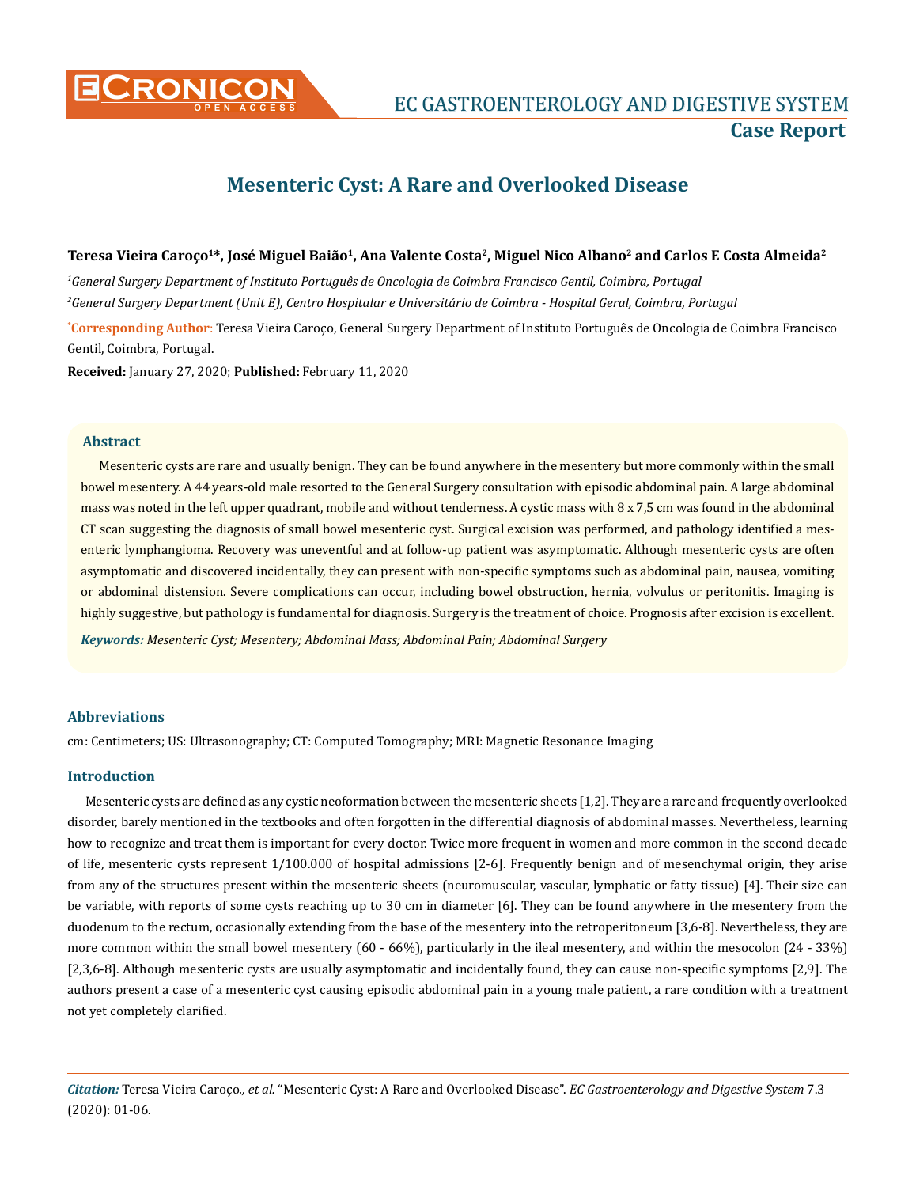Case Report

# Mesenteric Cyst: A Rare and Overlooked Disease

**Teresa Vieira Caroço[1]*, José Miguel Baião[1], Ana Valente Costa[2], Miguel Nico Albano[2] and Carlos E Costa Almeida[2]**

[1]*General Surgery Department of Instituto Português de Oncologia de Coimbra Francisco Gentil, Coimbra, Portugal*

[2]*General Surgery Department (Unit E), Centro Hospitalar e Universitário de Coimbra - Hospital Geral, Coimbra, Portugal*

***Corresponding Author**: Teresa Vieira Caroço, General Surgery Department of Instituto Português de Oncologia de Coimbra Francisco Gentil, Coimbra, Portugal.

**Received:** January 27, 2020; **Published:** February 11, 2020

## Abstract

Mesenteric cysts are rare and usually benign. They can be found anywhere in the mesentery but more commonly within the small bowel mesentery. A 44 years-old male resorted to the General Surgery consultation with episodic abdominal pain. A large abdominal mass was noted in the left upper quadrant, mobile and without tenderness. A cystic mass with 8 x 7,5 cm was found in the abdominal CT scan suggesting the diagnosis of small bowel mesenteric cyst. Surgical excision was performed, and pathology identified a mesenteric lymphangioma. Recovery was uneventful and at follow-up patient was asymptomatic. Although mesenteric cysts are often asymptomatic and discovered incidentally, they can present with non-specific symptoms such as abdominal pain, nausea, vomiting or abdominal distension. Severe complications can occur, including bowel obstruction, hernia, volvulus or peritonitis. Imaging is highly suggestive, but pathology is fundamental for diagnosis. Surgery is the treatment of choice. Prognosis after excision is excellent.

***Keywords:*** *Mesenteric Cyst; Mesentery; Abdominal Mass; Abdominal Pain; Abdominal Surgery*

## Abbreviations

cm: Centimeters; US: Ultrasonography; CT: Computed Tomography; MRI: Magnetic Resonance Imaging

## Introduction

Mesenteric cysts are defined as any cystic neoformation between the mesenteric sheets [1,2]. They are a rare and frequently overlooked disorder, barely mentioned in the textbooks and often forgotten in the differential diagnosis of abdominal masses. Nevertheless, learning how to recognize and treat them is important for every doctor. Twice more frequent in women and more common in the second decade of life, mesenteric cysts represent 1/100.000 of hospital admissions [2-6]. Frequently benign and of mesenchymal origin, they arise from any of the structures present within the mesenteric sheets (neuromuscular, vascular, lymphatic or fatty tissue) [4]. Their size can be variable, with reports of some cysts reaching up to 30 cm in diameter [6]. They can be found anywhere in the mesentery from the duodenum to the rectum, occasionally extending from the base of the mesentery into the retroperitoneum [3,6-8]. Nevertheless, they are more common within the small bowel mesentery (60 - 66%), particularly in the ileal mesentery, and within the mesocolon (24 - 33%) [2,3,6-8]. Although mesenteric cysts are usually asymptomatic and incidentally found, they can cause non-specific symptoms [2,9]. The authors present a case of a mesenteric cyst causing episodic abdominal pain in a young male patient, a rare condition with a treatment not yet completely clarified.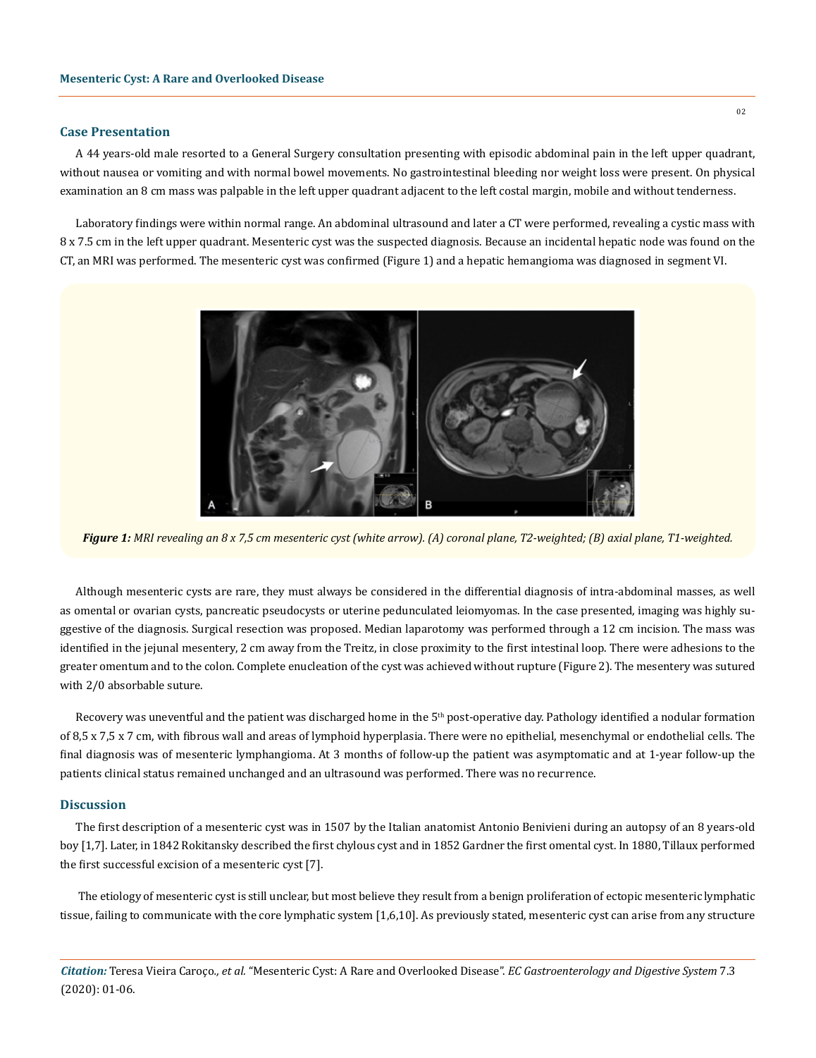## Case Presentation

A 44 years-old male resorted to a General Surgery consultation presenting with episodic abdominal pain in the left upper quadrant, without nausea or vomiting and with normal bowel movements. No gastrointestinal bleeding nor weight loss were present. On physical examination an 8 cm mass was palpable in the left upper quadrant adjacent to the left costal margin, mobile and without tenderness.

Laboratory findings were within normal range. An abdominal ultrasound and later a CT were performed, revealing a cystic mass with 8 x 7.5 cm in the left upper quadrant. Mesenteric cyst was the suspected diagnosis. Because an incidental hepatic node was found on the CT, an MRI was performed. The mesenteric cyst was confirmed (Figure 1) and a hepatic hemangioma was diagnosed in segment VI.

***Figure 1:*** *MRI revealing an 8 x 7,5 cm mesenteric cyst (white arrow). (A) coronal plane, T2-weighted; (B) axial plane, T1-weighted.*

Although mesenteric cysts are rare, they must always be considered in the differential diagnosis of intra-abdominal masses, as well as omental or ovarian cysts, pancreatic pseudocysts or uterine pedunculated leiomyomas. In the case presented, imaging was highly suggestive of the diagnosis. Surgical resection was proposed. Median laparotomy was performed through a 12 cm incision. The mass was identified in the jejunal mesentery, 2 cm away from the Treitz, in close proximity to the first intestinal loop. There were adhesions to the greater omentum and to the colon. Complete enucleation of the cyst was achieved without rupture (Figure 2). The mesentery was sutured with 2/0 absorbable suture.

Recovery was uneventful and the patient was discharged home in the 5th post-operative day. Pathology identified a nodular formation of 8,5 x 7,5 x 7 cm, with fibrous wall and areas of lymphoid hyperplasia. There were no epithelial, mesenchymal or endothelial cells. The final diagnosis was of mesenteric lymphangioma. At 3 months of follow-up the patient was asymptomatic and at 1-year follow-up the patients clinical status remained unchanged and an ultrasound was performed. There was no recurrence.

## Discussion

The first description of a mesenteric cyst was in 1507 by the Italian anatomist Antonio Benivieni during an autopsy of an 8 years-old boy [1,7]. Later, in 1842 Rokitansky described the first chylous cyst and in 1852 Gardner the first omental cyst. In 1880, Tillaux performed the first successful excision of a mesenteric cyst [7].

The etiology of mesenteric cyst is still unclear, but most believe they result from a benign proliferation of ectopic mesenteric lymphatic tissue, failing to communicate with the core lymphatic system [1,6,10]. As previously stated, mesenteric cyst can arise from any structure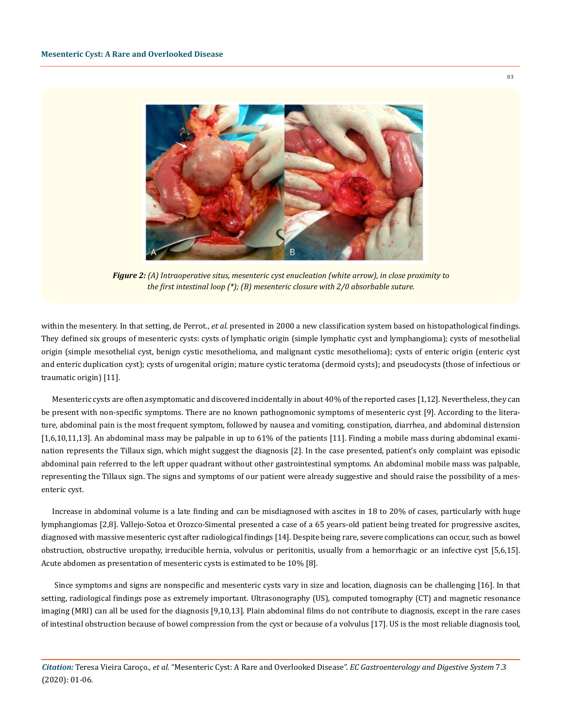*Figure 2: (A) Intraoperative situs, mesenteric cyst enucleation (white arrow), in close proximity to the first intestinal loop (*); (B) mesenteric closure with 2/0 absorbable suture.*

within the mesentery. In that setting, de Perrot., *et al.* presented in 2000 a new classification system based on histopathological findings. They defined six groups of mesenteric cysts: cysts of lymphatic origin (simple lymphatic cyst and lymphangioma); cysts of mesothelial origin (simple mesothelial cyst, benign cystic mesothelioma, and malignant cystic mesothelioma); cysts of enteric origin (enteric cyst and enteric duplication cyst); cysts of urogenital origin; mature cystic teratoma (dermoid cysts); and pseudocysts (those of infectious or traumatic origin) [11].

Mesenteric cysts are often asymptomatic and discovered incidentally in about 40% of the reported cases [1,12]. Nevertheless, they can be present with non-specific symptoms. There are no known pathognomonic symptoms of mesenteric cyst [9]. According to the literature, abdominal pain is the most frequent symptom, followed by nausea and vomiting, constipation, diarrhea, and abdominal distension [1,6,10,11,13]. An abdominal mass may be palpable in up to 61% of the patients [11]. Finding a mobile mass during abdominal examination represents the Tillaux sign, which might suggest the diagnosis [2]. In the case presented, patient's only complaint was episodic abdominal pain referred to the left upper quadrant without other gastrointestinal symptoms. An abdominal mobile mass was palpable, representing the Tillaux sign. The signs and symptoms of our patient were already suggestive and should raise the possibility of a mesenteric cyst.

Increase in abdominal volume is a late finding and can be misdiagnosed with ascites in 18 to 20% of cases, particularly with huge lymphangiomas [2,8]. Vallejo-Sotoa et Orozco-Simental presented a case of a 65 years-old patient being treated for progressive ascites, diagnosed with massive mesenteric cyst after radiological findings [14]. Despite being rare, severe complications can occur, such as bowel obstruction, obstructive uropathy, irreducible hernia, volvulus or peritonitis, usually from a hemorrhagic or an infective cyst [5,6,15]. Acute abdomen as presentation of mesenteric cysts is estimated to be 10% [8].

Since symptoms and signs are nonspecific and mesenteric cysts vary in size and location, diagnosis can be challenging [16]. In that setting, radiological findings pose as extremely important. Ultrasonography (US), computed tomography (CT) and magnetic resonance imaging (MRI) can all be used for the diagnosis [9,10,13]. Plain abdominal films do not contribute to diagnosis, except in the rare cases of intestinal obstruction because of bowel compression from the cyst or because of a volvulus [17]. US is the most reliable diagnosis tool,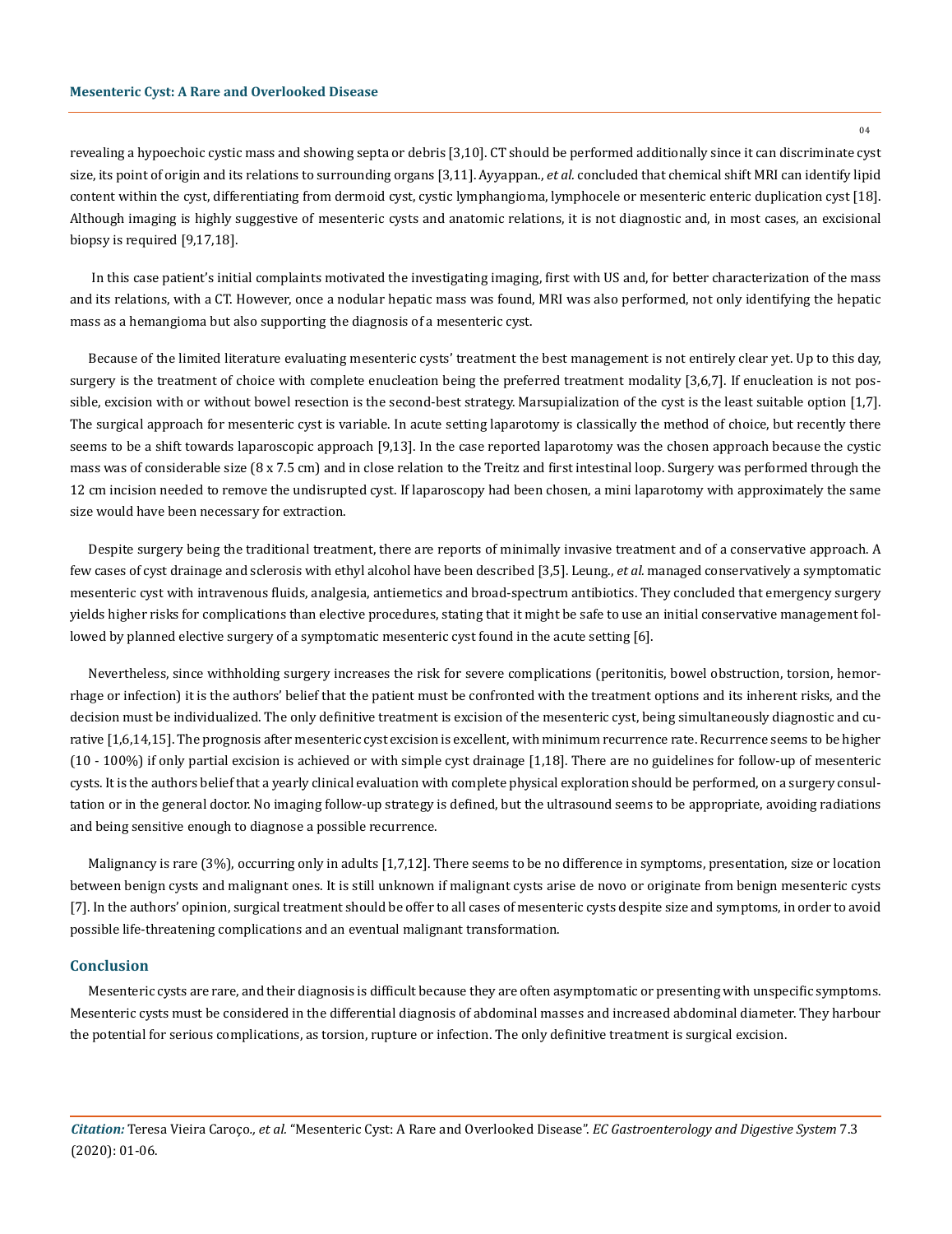revealing a hypoechoic cystic mass and showing septa or debris [3,10]. CT should be performed additionally since it can discriminate cyst size, its point of origin and its relations to surrounding organs [3,11]. Ayyappan., *et al.* concluded that chemical shift MRI can identify lipid content within the cyst, differentiating from dermoid cyst, cystic lymphangioma, lymphocele or mesenteric enteric duplication cyst [18]. Although imaging is highly suggestive of mesenteric cysts and anatomic relations, it is not diagnostic and, in most cases, an excisional biopsy is required [9,17,18].

In this case patient's initial complaints motivated the investigating imaging, first with US and, for better characterization of the mass and its relations, with a CT. However, once a nodular hepatic mass was found, MRI was also performed, not only identifying the hepatic mass as a hemangioma but also supporting the diagnosis of a mesenteric cyst.

Because of the limited literature evaluating mesenteric cysts' treatment the best management is not entirely clear yet. Up to this day, surgery is the treatment of choice with complete enucleation being the preferred treatment modality [3,6,7]. If enucleation is not possible, excision with or without bowel resection is the second-best strategy. Marsupialization of the cyst is the least suitable option [1,7]. The surgical approach for mesenteric cyst is variable. In acute setting laparotomy is classically the method of choice, but recently there seems to be a shift towards laparoscopic approach [9,13]. In the case reported laparotomy was the chosen approach because the cystic mass was of considerable size (8 x 7.5 cm) and in close relation to the Treitz and first intestinal loop. Surgery was performed through the 12 cm incision needed to remove the undisrupted cyst. If laparoscopy had been chosen, a mini laparotomy with approximately the same size would have been necessary for extraction.

Despite surgery being the traditional treatment, there are reports of minimally invasive treatment and of a conservative approach. A few cases of cyst drainage and sclerosis with ethyl alcohol have been described [3,5]. Leung., *et al.* managed conservatively a symptomatic mesenteric cyst with intravenous fluids, analgesia, antiemetics and broad-spectrum antibiotics. They concluded that emergency surgery yields higher risks for complications than elective procedures, stating that it might be safe to use an initial conservative management followed by planned elective surgery of a symptomatic mesenteric cyst found in the acute setting [6].

Nevertheless, since withholding surgery increases the risk for severe complications (peritonitis, bowel obstruction, torsion, hemorrhage or infection) it is the authors' belief that the patient must be confronted with the treatment options and its inherent risks, and the decision must be individualized. The only definitive treatment is excision of the mesenteric cyst, being simultaneously diagnostic and curative [1,6,14,15]. The prognosis after mesenteric cyst excision is excellent, with minimum recurrence rate. Recurrence seems to be higher (10 - 100%) if only partial excision is achieved or with simple cyst drainage [1,18]. There are no guidelines for follow-up of mesenteric cysts. It is the authors belief that a yearly clinical evaluation with complete physical exploration should be performed, on a surgery consultation or in the general doctor. No imaging follow-up strategy is defined, but the ultrasound seems to be appropriate, avoiding radiations and being sensitive enough to diagnose a possible recurrence.

Malignancy is rare (3%), occurring only in adults [1,7,12]. There seems to be no difference in symptoms, presentation, size or location between benign cysts and malignant ones. It is still unknown if malignant cysts arise de novo or originate from benign mesenteric cysts [7]. In the authors' opinion, surgical treatment should be offer to all cases of mesenteric cysts despite size and symptoms, in order to avoid possible life-threatening complications and an eventual malignant transformation.

## Conclusion

Mesenteric cysts are rare, and their diagnosis is difficult because they are often asymptomatic or presenting with unspecific symptoms. Mesenteric cysts must be considered in the differential diagnosis of abdominal masses and increased abdominal diameter. They harbour the potential for serious complications, as torsion, rupture or infection. The only definitive treatment is surgical excision.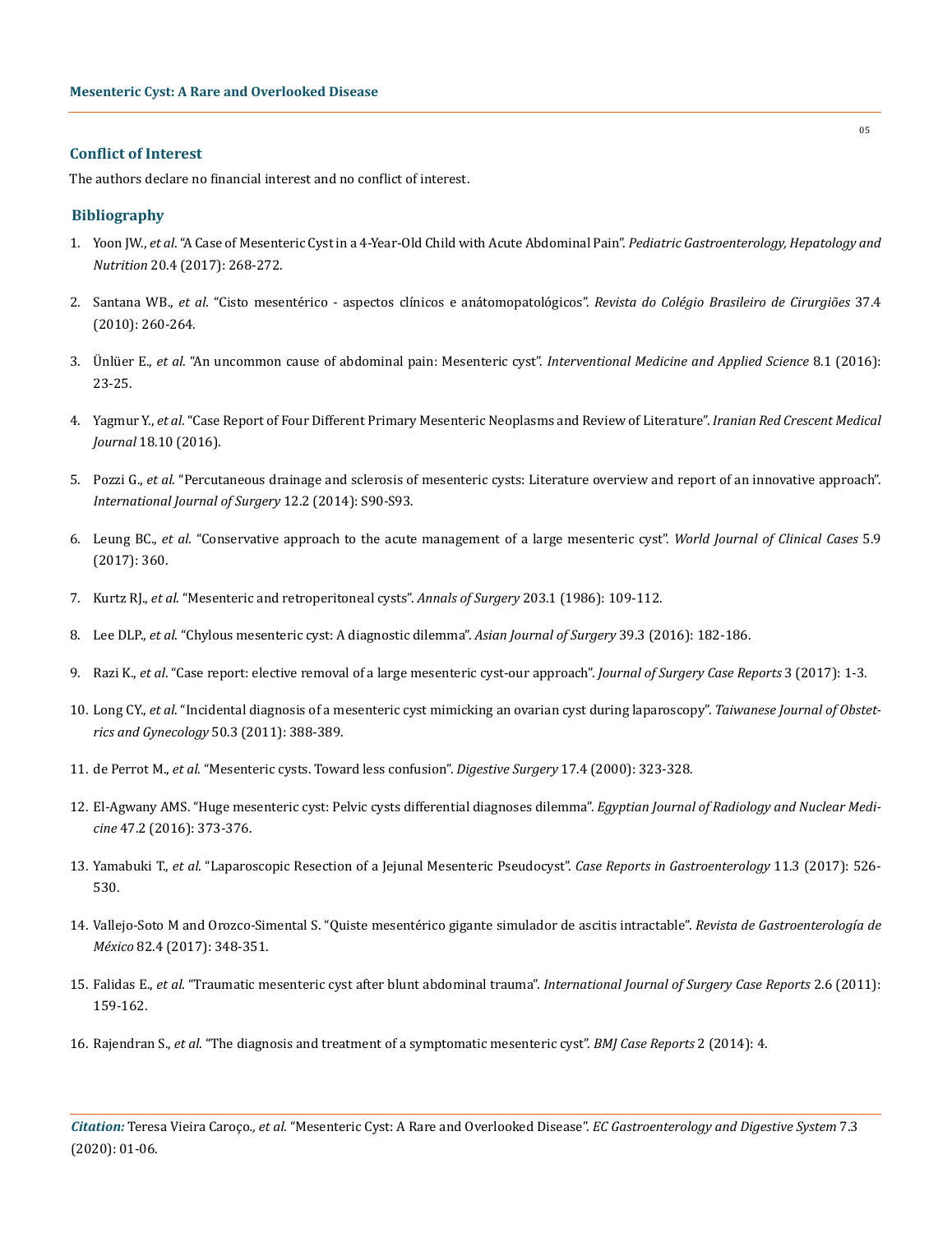## Conflict of Interest

The authors declare no financial interest and no conflict of interest.

## Bibliography

1. Yoon JW., *et al*. "A Case of Mesenteric Cyst in a 4-Year-Old Child with Acute Abdominal Pain". *Pediatric Gastroenterology, Hepatology and Nutrition* 20.4 (2017): 268-272.
2. Santana WB., *et al*. "Cisto mesentérico - aspectos clínicos e anátomopatológicos". *Revista do Colégio Brasileiro de Cirurgiões* 37.4 (2010): 260-264.
3. Ünlüer E., *et al*. "An uncommon cause of abdominal pain: Mesenteric cyst". *Interventional Medicine and Applied Science* 8.1 (2016): 23-25.
4. Yagmur Y., *et al*. "Case Report of Four Different Primary Mesenteric Neoplasms and Review of Literature". *Iranian Red Crescent Medical Journal* 18.10 (2016).
5. Pozzi G., *et al*. "Percutaneous drainage and sclerosis of mesenteric cysts: Literature overview and report of an innovative approach". *International Journal of Surgery* 12.2 (2014): S90-S93.
6. Leung BC., *et al*. "Conservative approach to the acute management of a large mesenteric cyst". *World Journal of Clinical Cases* 5.9 (2017): 360.
7. Kurtz RJ., *et al*. "Mesenteric and retroperitoneal cysts". *Annals of Surgery* 203.1 (1986): 109-112.
8. Lee DLP., *et al*. "Chylous mesenteric cyst: A diagnostic dilemma". *Asian Journal of Surgery* 39.3 (2016): 182-186.
9. Razi K., *et al*. "Case report: elective removal of a large mesenteric cyst-our approach". *Journal of Surgery Case Reports* 3 (2017): 1-3.
10. Long CY., *et al*. "Incidental diagnosis of a mesenteric cyst mimicking an ovarian cyst during laparoscopy". *Taiwanese Journal of Obstetrics and Gynecology* 50.3 (2011): 388-389.
11. de Perrot M., *et al*. "Mesenteric cysts. Toward less confusion". *Digestive Surgery* 17.4 (2000): 323-328.
12. El-Agwany AMS. "Huge mesenteric cyst: Pelvic cysts differential diagnoses dilemma". *Egyptian Journal of Radiology and Nuclear Medicine* 47.2 (2016): 373-376.
13. Yamabuki T., *et al*. "Laparoscopic Resection of a Jejunal Mesenteric Pseudocyst". *Case Reports in Gastroenterology* 11.3 (2017): 526-530.
14. Vallejo-Soto M and Orozco-Simental S. "Quiste mesentérico gigante simulador de ascitis intractable". *Revista de Gastroenterología de México* 82.4 (2017): 348-351.
15. Falidas E., *et al*. "Traumatic mesenteric cyst after blunt abdominal trauma". *International Journal of Surgery Case Reports* 2.6 (2011): 159-162.
16. Rajendran S., *et al*. "The diagnosis and treatment of a symptomatic mesenteric cyst". *BMJ Case Reports* 2 (2014): 4.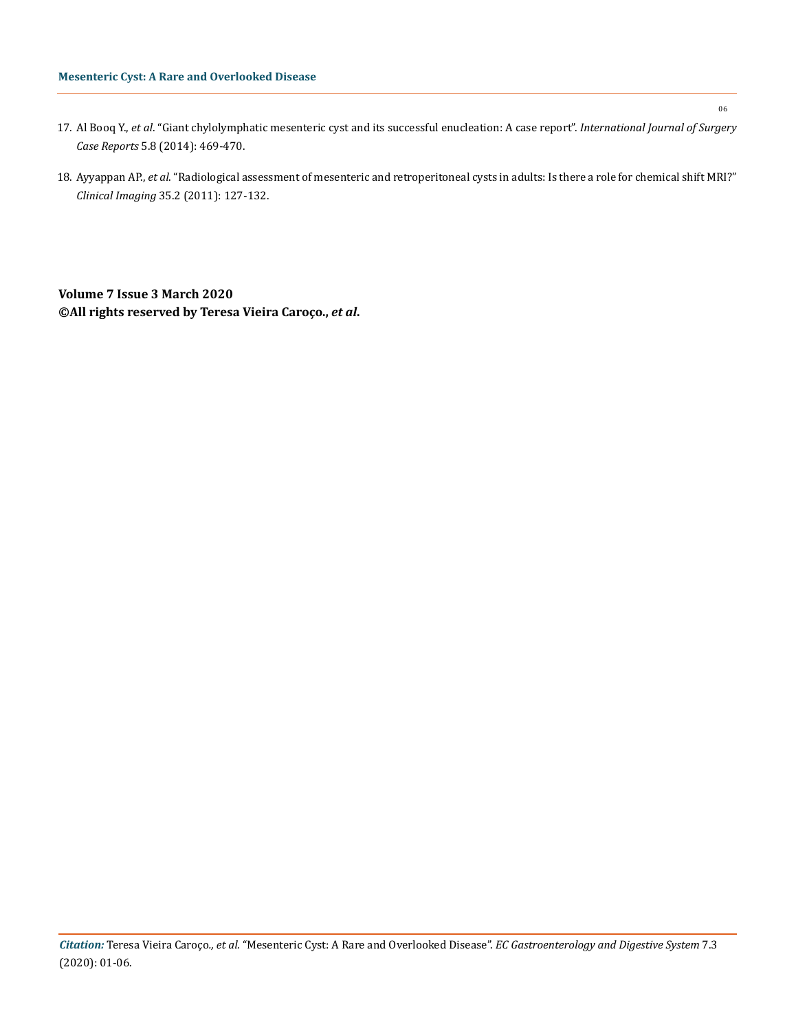17. Al Booq Y., *et al*. "Giant chylolymphatic mesenteric cyst and its successful enucleation: A case report". *International Journal of Surgery Case Reports* 5.8 (2014): 469-470.

18. Ayyappan AP., *et al*. "Radiological assessment of mesenteric and retroperitoneal cysts in adults: Is there a role for chemical shift MRI?" *Clinical Imaging* 35.2 (2011): 127-132.

**Volume 7 Issue 3 March 2020**
**©All rights reserved by Teresa Vieira Caroço., *et al*.**